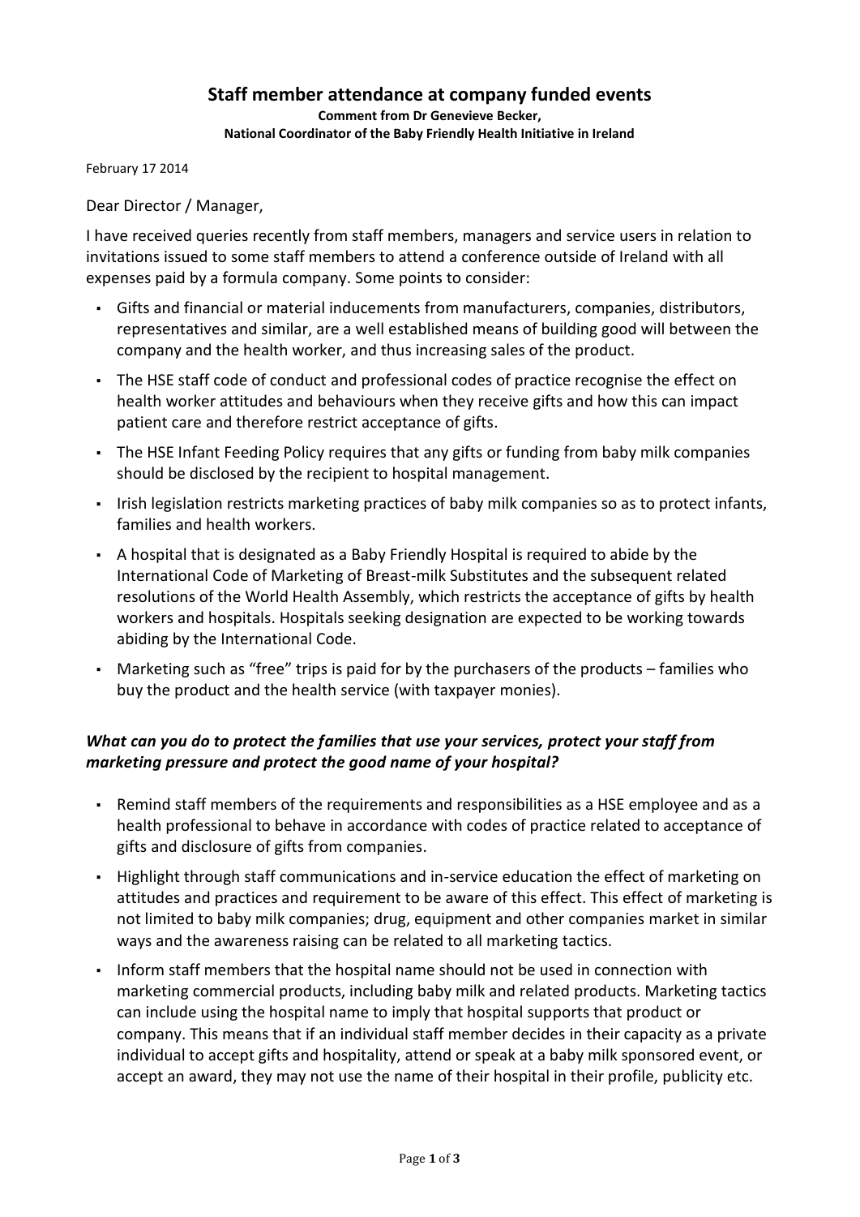# Staff member attendance at company funded events

**Comment from Dr Genevieve Becker,**
**National Coordinator of the Baby Friendly Health Initiative in Ireland**

February 17 2014

Dear Director / Manager,

I have received queries recently from staff members, managers and service users in relation to invitations issued to some staff members to attend a conference outside of Ireland with all expenses paid by a formula company. Some points to consider:

- Gifts and financial or material inducements from manufacturers, companies, distributors, representatives and similar, are a well established means of building good will between the company and the health worker, and thus increasing sales of the product.
- The HSE staff code of conduct and professional codes of practice recognise the effect on health worker attitudes and behaviours when they receive gifts and how this can impact patient care and therefore restrict acceptance of gifts.
- The HSE Infant Feeding Policy requires that any gifts or funding from baby milk companies should be disclosed by the recipient to hospital management.
- Irish legislation restricts marketing practices of baby milk companies so as to protect infants, families and health workers.
- A hospital that is designated as a Baby Friendly Hospital is required to abide by the International Code of Marketing of Breast-milk Substitutes and the subsequent related resolutions of the World Health Assembly, which restricts the acceptance of gifts by health workers and hospitals. Hospitals seeking designation are expected to be working towards abiding by the International Code.
- Marketing such as "free" trips is paid for by the purchasers of the products – families who buy the product and the health service (with taxpayer monies).

### *What can you do to protect the families that use your services, protect your staff from marketing pressure and protect the good name of your hospital?*

- Remind staff members of the requirements and responsibilities as a HSE employee and as a health professional to behave in accordance with codes of practice related to acceptance of gifts and disclosure of gifts from companies.
- Highlight through staff communications and in-service education the effect of marketing on attitudes and practices and requirement to be aware of this effect. This effect of marketing is not limited to baby milk companies; drug, equipment and other companies market in similar ways and the awareness raising can be related to all marketing tactics.
- Inform staff members that the hospital name should not be used in connection with marketing commercial products, including baby milk and related products. Marketing tactics can include using the hospital name to imply that hospital supports that product or company. This means that if an individual staff member decides in their capacity as a private individual to accept gifts and hospitality, attend or speak at a baby milk sponsored event, or accept an award, they may not use the name of their hospital in their profile, publicity etc.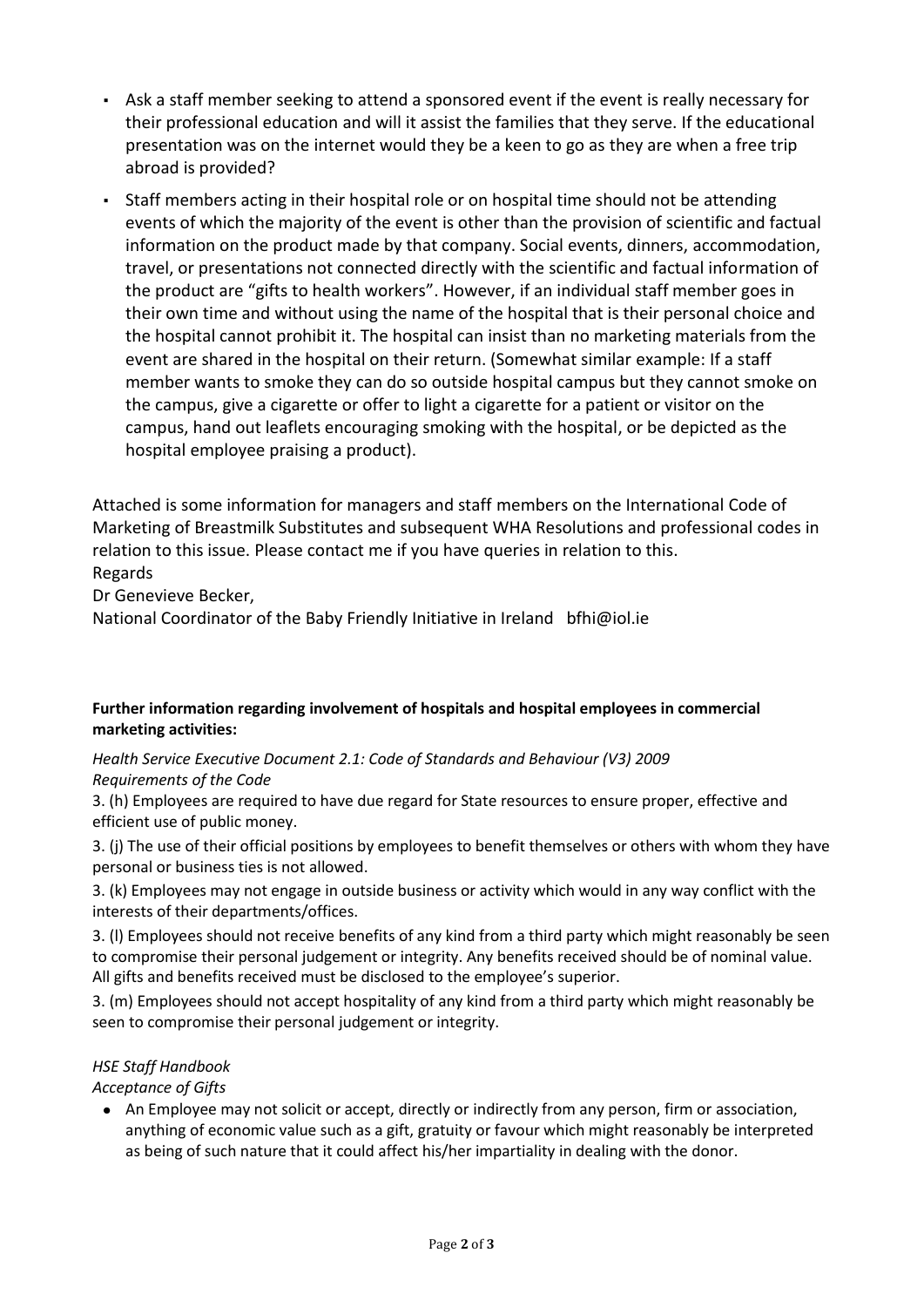- Ask a staff member seeking to attend a sponsored event if the event is really necessary for their professional education and will it assist the families that they serve. If the educational presentation was on the internet would they be a keen to go as they are when a free trip abroad is provided?
- Staff members acting in their hospital role or on hospital time should not be attending events of which the majority of the event is other than the provision of scientific and factual information on the product made by that company. Social events, dinners, accommodation, travel, or presentations not connected directly with the scientific and factual information of the product are "gifts to health workers". However, if an individual staff member goes in their own time and without using the name of the hospital that is their personal choice and the hospital cannot prohibit it. The hospital can insist than no marketing materials from the event are shared in the hospital on their return. (Somewhat similar example: If a staff member wants to smoke they can do so outside hospital campus but they cannot smoke on the campus, give a cigarette or offer to light a cigarette for a patient or visitor on the campus, hand out leaflets encouraging smoking with the hospital, or be depicted as the hospital employee praising a product).

Attached is some information for managers and staff members on the International Code of Marketing of Breastmilk Substitutes and subsequent WHA Resolutions and professional codes in relation to this issue. Please contact me if you have queries in relation to this.
Regards
Dr Genevieve Becker,
National Coordinator of the Baby Friendly Initiative in Ireland bfhi@iol.ie

**Further information regarding involvement of hospitals and hospital employees in commercial marketing activities:**

*Health Service Executive Document 2.1: Code of Standards and Behaviour (V3) 2009*
*Requirements of the Code*

3. (h) Employees are required to have due regard for State resources to ensure proper, effective and efficient use of public money.

3. (j) The use of their official positions by employees to benefit themselves or others with whom they have personal or business ties is not allowed.

3. (k) Employees may not engage in outside business or activity which would in any way conflict with the interests of their departments/offices.

3. (l) Employees should not receive benefits of any kind from a third party which might reasonably be seen to compromise their personal judgement or integrity. Any benefits received should be of nominal value. All gifts and benefits received must be disclosed to the employee's superior.

3. (m) Employees should not accept hospitality of any kind from a third party which might reasonably be seen to compromise their personal judgement or integrity.

*HSE Staff Handbook*
*Acceptance of Gifts*

- An Employee may not solicit or accept, directly or indirectly from any person, firm or association, anything of economic value such as a gift, gratuity or favour which might reasonably be interpreted as being of such nature that it could affect his/her impartiality in dealing with the donor.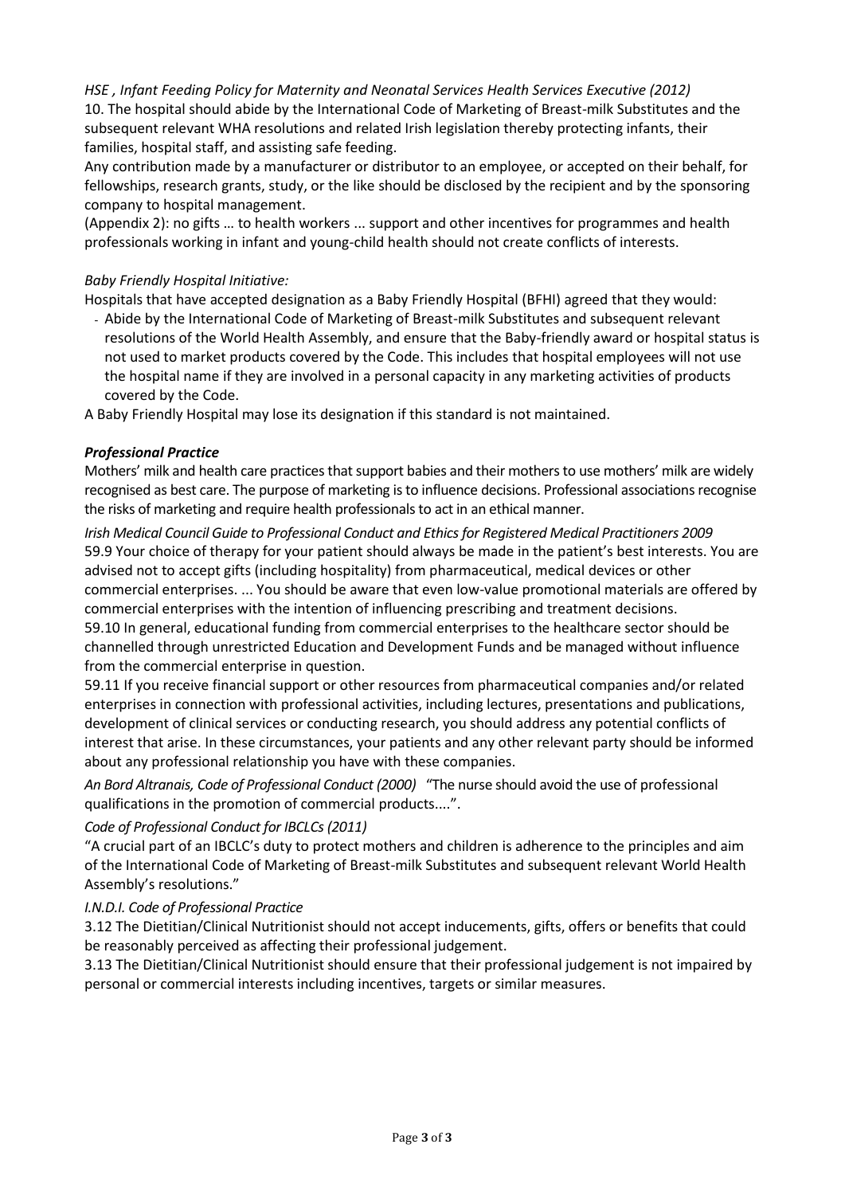*HSE , Infant Feeding Policy for Maternity and Neonatal Services Health Services Executive (2012)*

10. The hospital should abide by the International Code of Marketing of Breast-milk Substitutes and the subsequent relevant WHA resolutions and related Irish legislation thereby protecting infants, their families, hospital staff, and assisting safe feeding.

Any contribution made by a manufacturer or distributor to an employee, or accepted on their behalf, for fellowships, research grants, study, or the like should be disclosed by the recipient and by the sponsoring company to hospital management.

(Appendix 2): no gifts … to health workers ... support and other incentives for programmes and health professionals working in infant and young-child health should not create conflicts of interests.

*Baby Friendly Hospital Initiative:*

Hospitals that have accepted designation as a Baby Friendly Hospital (BFHI) agreed that they would:

- Abide by the International Code of Marketing of Breast-milk Substitutes and subsequent relevant resolutions of the World Health Assembly, and ensure that the Baby-friendly award or hospital status is not used to market products covered by the Code. This includes that hospital employees will not use the hospital name if they are involved in a personal capacity in any marketing activities of products covered by the Code.

A Baby Friendly Hospital may lose its designation if this standard is not maintained.

***Professional Practice***

Mothers' milk and health care practices that support babies and their mothers to use mothers' milk are widely recognised as best care. The purpose of marketing is to influence decisions. Professional associations recognise the risks of marketing and require health professionals to act in an ethical manner.

*Irish Medical Council Guide to Professional Conduct and Ethics for Registered Medical Practitioners 2009*

59.9 Your choice of therapy for your patient should always be made in the patient's best interests. You are advised not to accept gifts (including hospitality) from pharmaceutical, medical devices or other commercial enterprises. ... You should be aware that even low-value promotional materials are offered by commercial enterprises with the intention of influencing prescribing and treatment decisions.

59.10 In general, educational funding from commercial enterprises to the healthcare sector should be channelled through unrestricted Education and Development Funds and be managed without influence from the commercial enterprise in question.

59.11 If you receive financial support or other resources from pharmaceutical companies and/or related enterprises in connection with professional activities, including lectures, presentations and publications, development of clinical services or conducting research, you should address any potential conflicts of interest that arise. In these circumstances, your patients and any other relevant party should be informed about any professional relationship you have with these companies.

*An Bord Altranais, Code of Professional Conduct (2000)* "The nurse should avoid the use of professional qualifications in the promotion of commercial products....".

*Code of Professional Conduct for IBCLCs (2011)*

"A crucial part of an IBCLC's duty to protect mothers and children is adherence to the principles and aim of the International Code of Marketing of Breast-milk Substitutes and subsequent relevant World Health Assembly's resolutions."

*I.N.D.I. Code of Professional Practice*

3.12 The Dietitian/Clinical Nutritionist should not accept inducements, gifts, offers or benefits that could be reasonably perceived as affecting their professional judgement.

3.13 The Dietitian/Clinical Nutritionist should ensure that their professional judgement is not impaired by personal or commercial interests including incentives, targets or similar measures.